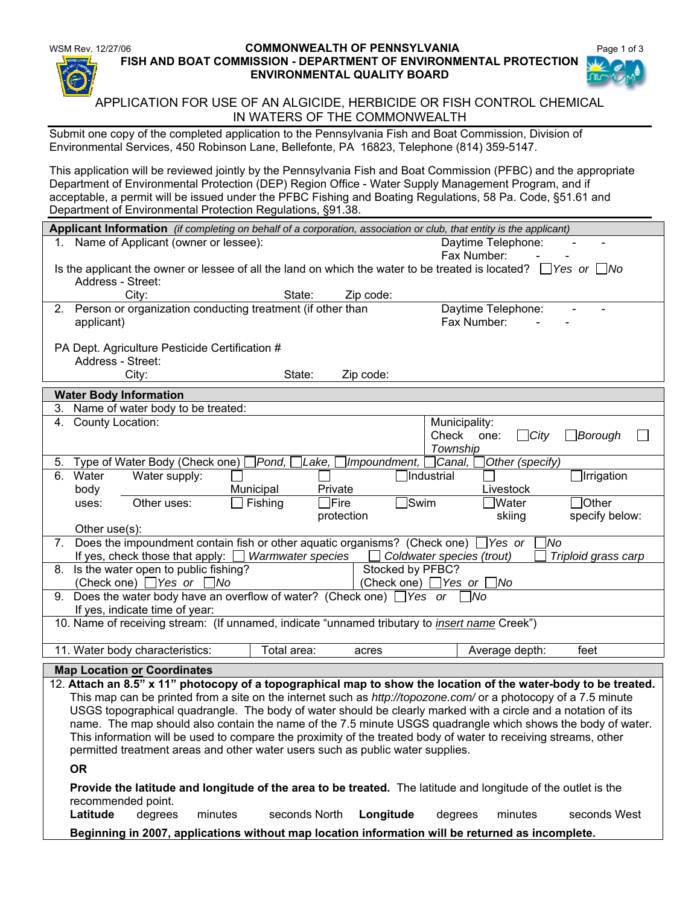WSM Rev. 12/27/06

**COMMONWEALTH OF PENNSYLVANIA**
**FISH AND BOAT COMMISSION - DEPARTMENT OF ENVIRONMENTAL PROTECTION**
**ENVIRONMENTAL QUALITY BOARD**

# APPLICATION FOR USE OF AN ALGICIDE, HERBICIDE OR FISH CONTROL CHEMICAL IN WATERS OF THE COMMONWEALTH

Submit one copy of the completed application to the Pennsylvania Fish and Boat Commission, Division of Environmental Services, 450 Robinson Lane, Bellefonte, PA 16823, Telephone (814) 359-5147.

This application will be reviewed jointly by the Pennsylvania Fish and Boat Commission (PFBC) and the appropriate Department of Environmental Protection (DEP) Region Office - Water Supply Management Program, and if acceptable, a permit will be issued under the PFBC Fishing and Boating Regulations, 58 Pa. Code, §51.61 and Department of Environmental Protection Regulations, §91.38.

## Applicant Information *(if completing on behalf of a corporation, association or club, that entity is the applicant)*

1. Name of Applicant (owner or lessee): Daytime Telephone: - - Fax Number: - -

Is the applicant the owner or lessee of all the land on which the water to be treated is located? ☐ *Yes* *or* ☐ *No*

Address - Street:
City: State: Zip code:

2. Person or organization conducting treatment (if other than applicant) Daytime Telephone: - - Fax Number: - -

PA Dept. Agriculture Pesticide Certification #
Address - Street:
City: State: Zip code:

## Water Body Information

3. Name of water body to be treated:

4. County Location: Municipality: Check one: ☐ *City* ☐ *Borough* ☐ *Township*

5. Type of Water Body (Check one) ☐ *Pond,* ☐ *Lake,* ☐ *Impoundment,* ☐ *Canal,* ☐ *Other (specify)*

6. Water body uses:
   - Water supply: ☐ Municipal ☐ Private ☐ Industrial ☐ Livestock ☐ Irrigation
   - Other uses: ☐ Fishing ☐ Fire protection ☐ Swim ☐ Water skiing ☐ Other specify below:
   - Other use(s):

7. Does the impoundment contain fish or other aquatic organisms? (Check one) ☐ *Yes* *or* ☐ *No*
   If yes, check those that apply: ☐ *Warmwater species* ☐ *Coldwater species (trout)* ☐ *Triploid grass carp*

8. Is the water open to public fishing? (Check one) ☐ *Yes* *or* ☐ *No* Stocked by PFBC? (Check one) ☐ *Yes* *or* ☐ *No*

9. Does the water body have an overflow of water? (Check one) ☐ *Yes* *or* ☐ *No*
   If yes, indicate time of year:

10. Name of receiving stream: (If unnamed, indicate "unnamed tributary to *insert name* Creek")

11. Water body characteristics: Total area: acres Average depth: feet

## Map Location or Coordinates

12. **Attach an 8.5" x 11" photocopy of a topographical map to show the location of the water-body to be treated.** This map can be printed from a site on the internet such as *http://topozone.com/* or a photocopy of a 7.5 minute USGS topographical quadrangle. The body of water should be clearly marked with a circle and a notation of its name. The map should also contain the name of the 7.5 minute USGS quadrangle which shows the body of water. This information will be used to compare the proximity of the treated body of water to receiving streams, other permitted treatment areas and other water users such as public water supplies.

**OR**

**Provide the latitude and longitude of the area to be treated.** The latitude and longitude of the outlet is the recommended point.

**Latitude** degrees minutes seconds North **Longitude** degrees minutes seconds West

**Beginning in 2007, applications without map location information will be returned as incomplete.**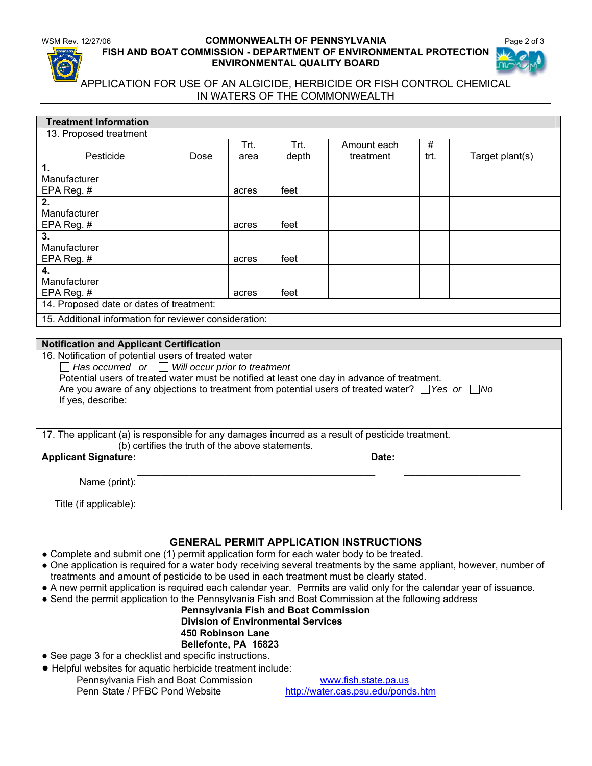COMMONWEALTH OF PENNSYLVANIA
FISH AND BOAT COMMISSION - DEPARTMENT OF ENVIRONMENTAL PROTECTION
ENVIRONMENTAL QUALITY BOARD

# APPLICATION FOR USE OF AN ALGICIDE, HERBICIDE OR FISH CONTROL CHEMICAL IN WATERS OF THE COMMONWEALTH

## Treatment Information

13. Proposed treatment

| Pesticide | Dose | Trt. area | Trt. depth | Amount each treatment | # trt. | Target plant(s) |
|---|---|---|---|---|---|---|
| **1.** Manufacturer EPA Reg. # | | acres | feet | | | |
| **2.** Manufacturer EPA Reg. # | | acres | feet | | | |
| **3.** Manufacturer EPA Reg. # | | acres | feet | | | |
| **4.** Manufacturer EPA Reg. # | | acres | feet | | | |

14. Proposed date or dates of treatment:

15. Additional information for reviewer consideration:

## Notification and Applicant Certification

16. Notification of potential users of treated water

☐ *Has occurred* *or* ☐ *Will occur prior to treatment*

Potential users of treated water must be notified at least one day in advance of treatment.

Are you aware of any objections to treatment from potential users of treated water? ☐ *Yes* *or* ☐ *No*

If yes, describe:

17. The applicant (a) is responsible for any damages incurred as a result of pesticide treatment.
(b) certifies the truth of the above statements.

**Applicant Signature:** ____________________ **Date:** ____________

Name (print):

Title (if applicable):

## GENERAL PERMIT APPLICATION INSTRUCTIONS

- Complete and submit one (1) permit application form for each water body to be treated.
- One application is required for a water body receiving several treatments by the same appliant, however, number of treatments and amount of pesticide to be used in each treatment must be clearly stated.
- A new permit application is required each calendar year. Permits are valid only for the calendar year of issuance.
- Send the permit application to the Pennsylvania Fish and Boat Commission at the following address

  **Pennsylvania Fish and Boat Commission**
  **Division of Environmental Services**
  **450 Robinson Lane**
  **Bellefonte, PA 16823**

- See page 3 for a checklist and specific instructions.
- Helpful websites for aquatic herbicide treatment include:
  - Pennsylvania Fish and Boat Commission www.fish.state.pa.us
  - Penn State / PFBC Pond Website http://water.cas.psu.edu/ponds.htm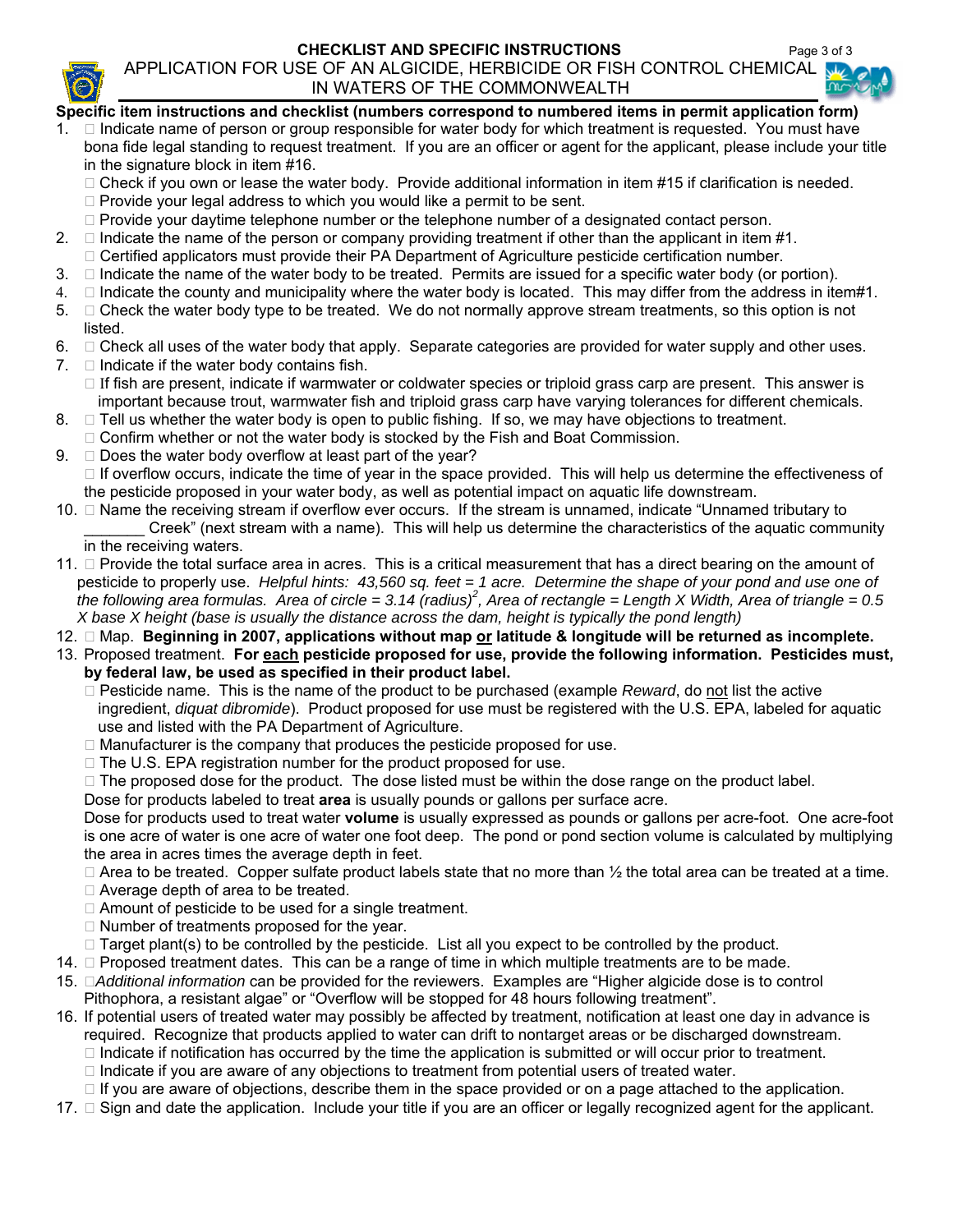# CHECKLIST AND SPECIFIC INSTRUCTIONS

APPLICATION FOR USE OF AN ALGICIDE, HERBICIDE OR FISH CONTROL CHEMICAL IN WATERS OF THE COMMONWEALTH

**Specific item instructions and checklist (numbers correspond to numbered items in permit application form)**

1. □ Indicate name of person or group responsible for water body for which treatment is requested. You must have bona fide legal standing to request treatment. If you are an officer or agent for the applicant, please include your title in the signature block in item #16.
   □ Check if you own or lease the water body. Provide additional information in item #15 if clarification is needed.
   □ Provide your legal address to which you would like a permit to be sent.
   □ Provide your daytime telephone number or the telephone number of a designated contact person.
2. □ Indicate the name of the person or company providing treatment if other than the applicant in item #1.
   □ Certified applicators must provide their PA Department of Agriculture pesticide certification number.
3. □ Indicate the name of the water body to be treated. Permits are issued for a specific water body (or portion).
4. □ Indicate the county and municipality where the water body is located. This may differ from the address in item#1.
5. □ Check the water body type to be treated. We do not normally approve stream treatments, so this option is not listed.
6. □ Check all uses of the water body that apply. Separate categories are provided for water supply and other uses.
7. □ Indicate if the water body contains fish.
   □ If fish are present, indicate if warmwater or coldwater species or triploid grass carp are present. This answer is important because trout, warmwater fish and triploid grass carp have varying tolerances for different chemicals.
8. □ Tell us whether the water body is open to public fishing. If so, we may have objections to treatment.
   □ Confirm whether or not the water body is stocked by the Fish and Boat Commission.
9. □ Does the water body overflow at least part of the year?
   □ If overflow occurs, indicate the time of year in the space provided. This will help us determine the effectiveness of the pesticide proposed in your water body, as well as potential impact on aquatic life downstream.
10. □ Name the receiving stream if overflow ever occurs. If the stream is unnamed, indicate "Unnamed tributary to _______ Creek" (next stream with a name). This will help us determine the characteristics of the aquatic community in the receiving waters.
11. □ Provide the total surface area in acres. This is a critical measurement that has a direct bearing on the amount of pesticide to properly use. *Helpful hints: 43,560 sq. feet = 1 acre. Determine the shape of your pond and use one of the following area formulas. Area of circle = 3.14 (radius)$^2$, Area of rectangle = Length X Width, Area of triangle = 0.5 X base X height (base is usually the distance across the dam, height is typically the pond length)*
12. □ Map. **Beginning in 2007, applications without map <u>or</u> latitude & longitude will be returned as incomplete.**
13. Proposed treatment. **For <u>each</u> pesticide proposed for use, provide the following information. Pesticides must, by federal law, be used as specified in their product label.**
    □ Pesticide name. This is the name of the product to be purchased (example *Reward*, do <u>not</u> list the active ingredient, *diquat dibromide*). Product proposed for use must be registered with the U.S. EPA, labeled for aquatic use and listed with the PA Department of Agriculture.
    □ Manufacturer is the company that produces the pesticide proposed for use.
    □ The U.S. EPA registration number for the product proposed for use.
    □ The proposed dose for the product. The dose listed must be within the dose range on the product label.
    Dose for products labeled to treat **area** is usually pounds or gallons per surface acre.
    Dose for products used to treat water **volume** is usually expressed as pounds or gallons per acre-foot. One acre-foot is one acre of water is one acre of water one foot deep. The pond or pond section volume is calculated by multiplying the area in acres times the average depth in feet.
    □ Area to be treated. Copper sulfate product labels state that no more than ½ the total area can be treated at a time.
    □ Average depth of area to be treated.
    □ Amount of pesticide to be used for a single treatment.
    □ Number of treatments proposed for the year.
    □ Target plant(s) to be controlled by the pesticide. List all you expect to be controlled by the product.
14. □ Proposed treatment dates. This can be a range of time in which multiple treatments are to be made.
15. □ *Additional information* can be provided for the reviewers. Examples are "Higher algicide dose is to control Pithophora, a resistant algae" or "Overflow will be stopped for 48 hours following treatment".
16. If potential users of treated water may possibly be affected by treatment, notification at least one day in advance is required. Recognize that products applied to water can drift to nontarget areas or be discharged downstream.
    □ Indicate if notification has occurred by the time the application is submitted or will occur prior to treatment.
    □ Indicate if you are aware of any objections to treatment from potential users of treated water.
    □ If you are aware of objections, describe them in the space provided or on a page attached to the application.
17. □ Sign and date the application. Include your title if you are an officer or legally recognized agent for the applicant.